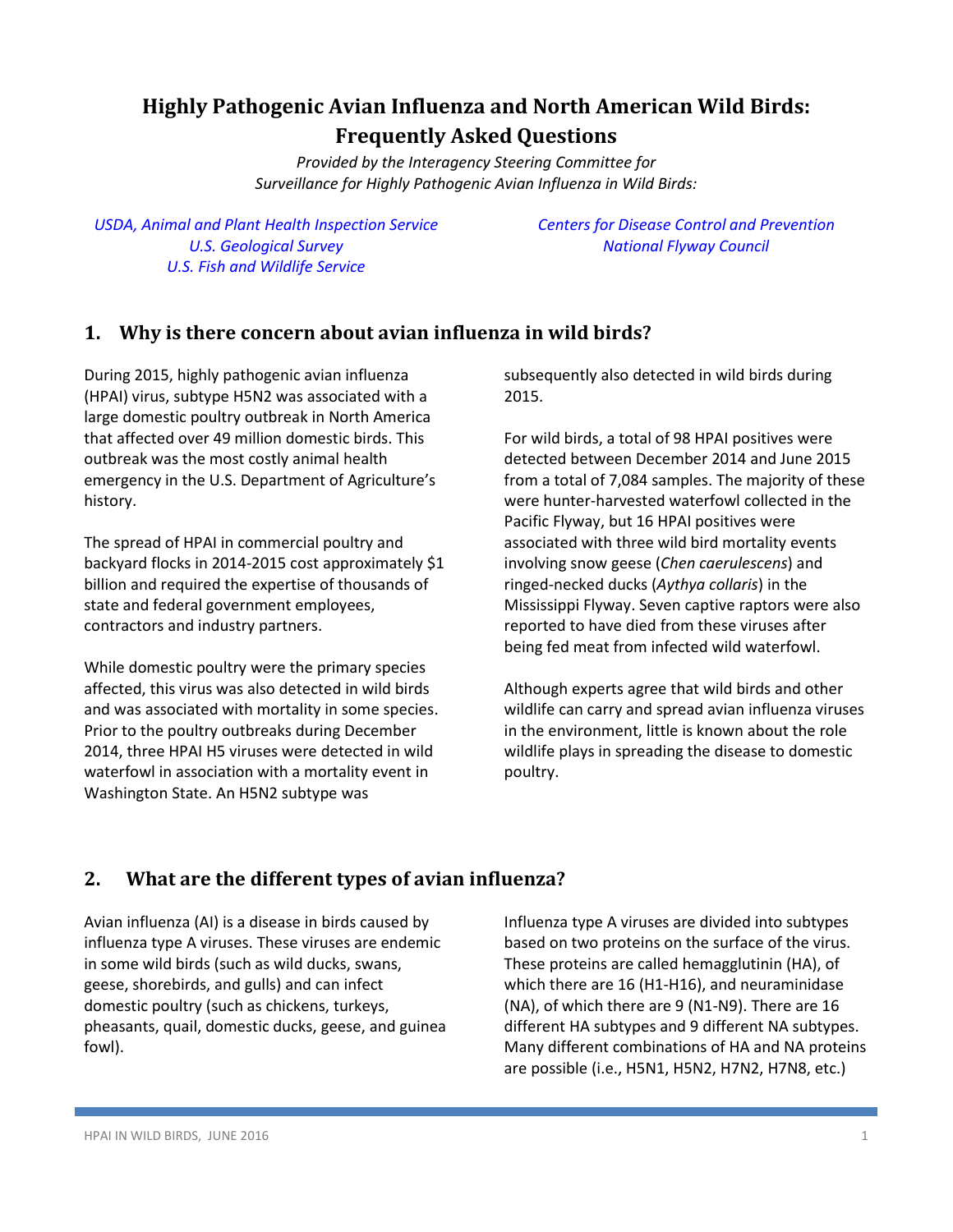# Highly Pathogenic Avian Influenza and North American Wild Birds: Frequently Asked Questions

*Provided by the Interagency Steering Committee for Surveillance for Highly Pathogenic Avian Influenza in Wild Birds:*

*USDA, Animal and Plant Health Inspection Service*
*U.S. Geological Survey*
*U.S. Fish and Wildlife Service*
*Centers for Disease Control and Prevention*
*National Flyway Council*

## 1. Why is there concern about avian influenza in wild birds?

During 2015, highly pathogenic avian influenza (HPAI) virus, subtype H5N2 was associated with a large domestic poultry outbreak in North America that affected over 49 million domestic birds. This outbreak was the most costly animal health emergency in the U.S. Department of Agriculture's history.

The spread of HPAI in commercial poultry and backyard flocks in 2014-2015 cost approximately $1 billion and required the expertise of thousands of state and federal government employees, contractors and industry partners.

While domestic poultry were the primary species affected, this virus was also detected in wild birds and was associated with mortality in some species. Prior to the poultry outbreaks during December 2014, three HPAI H5 viruses were detected in wild waterfowl in association with a mortality event in Washington State. An H5N2 subtype was subsequently also detected in wild birds during 2015.

For wild birds, a total of 98 HPAI positives were detected between December 2014 and June 2015 from a total of 7,084 samples. The majority of these were hunter-harvested waterfowl collected in the Pacific Flyway, but 16 HPAI positives were associated with three wild bird mortality events involving snow geese (*Chen caerulescens*) and ringed-necked ducks (*Aythya collaris*) in the Mississippi Flyway. Seven captive raptors were also reported to have died from these viruses after being fed meat from infected wild waterfowl.

Although experts agree that wild birds and other wildlife can carry and spread avian influenza viruses in the environment, little is known about the role wildlife plays in spreading the disease to domestic poultry.

## 2. What are the different types of avian influenza?

Avian influenza (AI) is a disease in birds caused by influenza type A viruses. These viruses are endemic in some wild birds (such as wild ducks, swans, geese, shorebirds, and gulls) and can infect domestic poultry (such as chickens, turkeys, pheasants, quail, domestic ducks, geese, and guinea fowl).

Influenza type A viruses are divided into subtypes based on two proteins on the surface of the virus. These proteins are called hemagglutinin (HA), of which there are 16 (H1-H16), and neuraminidase (NA), of which there are 9 (N1-N9). There are 16 different HA subtypes and 9 different NA subtypes. Many different combinations of HA and NA proteins are possible (i.e., H5N1, H5N2, H7N2, H7N8, etc.)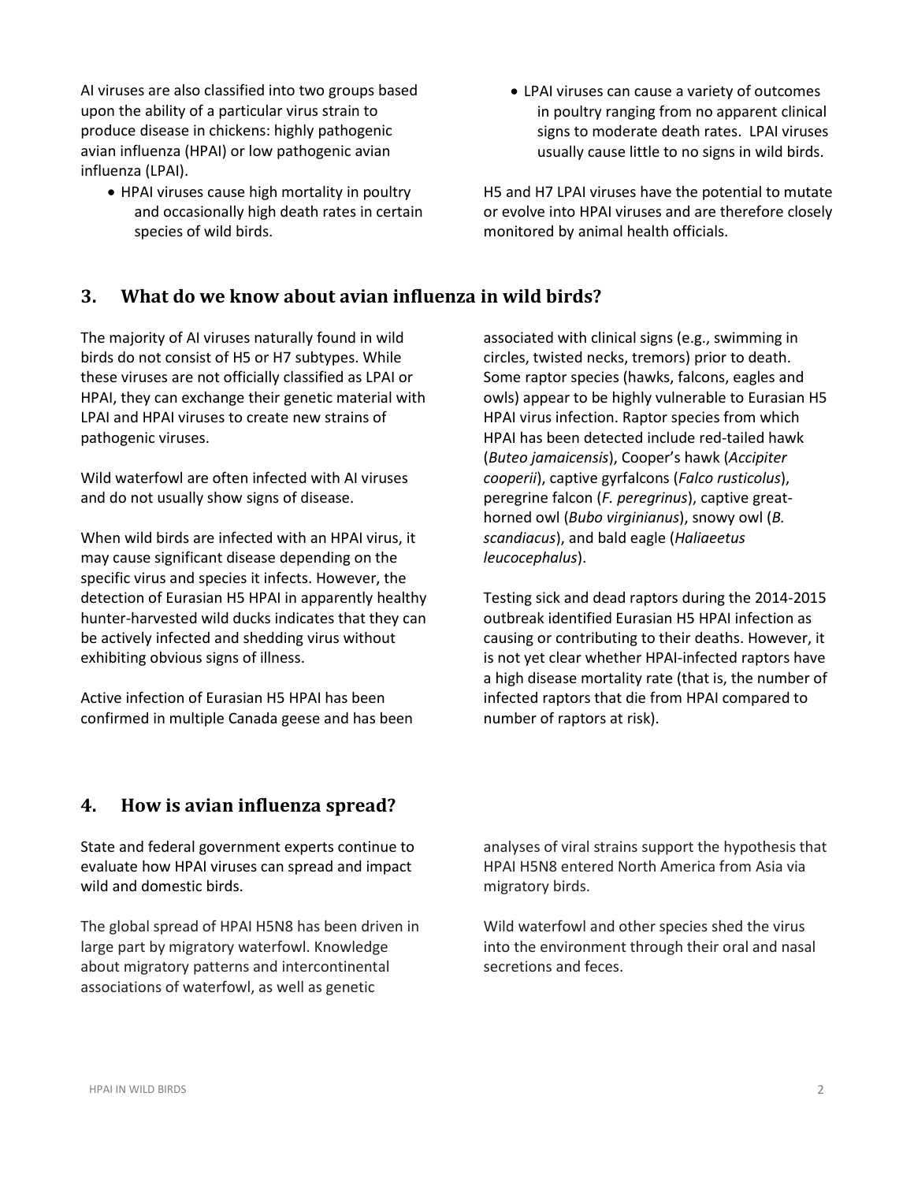AI viruses are also classified into two groups based upon the ability of a particular virus strain to produce disease in chickens: highly pathogenic avian influenza (HPAI) or low pathogenic avian influenza (LPAI).

- HPAI viruses cause high mortality in poultry and occasionally high death rates in certain species of wild birds.
- LPAI viruses can cause a variety of outcomes in poultry ranging from no apparent clinical signs to moderate death rates. LPAI viruses usually cause little to no signs in wild birds.

H5 and H7 LPAI viruses have the potential to mutate or evolve into HPAI viruses and are therefore closely monitored by animal health officials.

## 3. What do we know about avian influenza in wild birds?

The majority of AI viruses naturally found in wild birds do not consist of H5 or H7 subtypes. While these viruses are not officially classified as LPAI or HPAI, they can exchange their genetic material with LPAI and HPAI viruses to create new strains of pathogenic viruses.

Wild waterfowl are often infected with AI viruses and do not usually show signs of disease.

When wild birds are infected with an HPAI virus, it may cause significant disease depending on the specific virus and species it infects. However, the detection of Eurasian H5 HPAI in apparently healthy hunter-harvested wild ducks indicates that they can be actively infected and shedding virus without exhibiting obvious signs of illness.

Active infection of Eurasian H5 HPAI has been confirmed in multiple Canada geese and has been associated with clinical signs (e.g., swimming in circles, twisted necks, tremors) prior to death. Some raptor species (hawks, falcons, eagles and owls) appear to be highly vulnerable to Eurasian H5 HPAI virus infection. Raptor species from which HPAI has been detected include red-tailed hawk (*Buteo jamaicensis*), Cooper's hawk (*Accipiter cooperii*), captive gyrfalcons (*Falco rusticolus*), peregrine falcon (*F. peregrinus*), captive great-horned owl (*Bubo virginianus*), snowy owl (*B. scandiacus*), and bald eagle (*Haliaeetus leucocephalus*).

Testing sick and dead raptors during the 2014-2015 outbreak identified Eurasian H5 HPAI infection as causing or contributing to their deaths. However, it is not yet clear whether HPAI-infected raptors have a high disease mortality rate (that is, the number of infected raptors that die from HPAI compared to number of raptors at risk).

## 4. How is avian influenza spread?

State and federal government experts continue to evaluate how HPAI viruses can spread and impact wild and domestic birds.

The global spread of HPAI H5N8 has been driven in large part by migratory waterfowl. Knowledge about migratory patterns and intercontinental associations of waterfowl, as well as genetic analyses of viral strains support the hypothesis that HPAI H5N8 entered North America from Asia via migratory birds.

Wild waterfowl and other species shed the virus into the environment through their oral and nasal secretions and feces.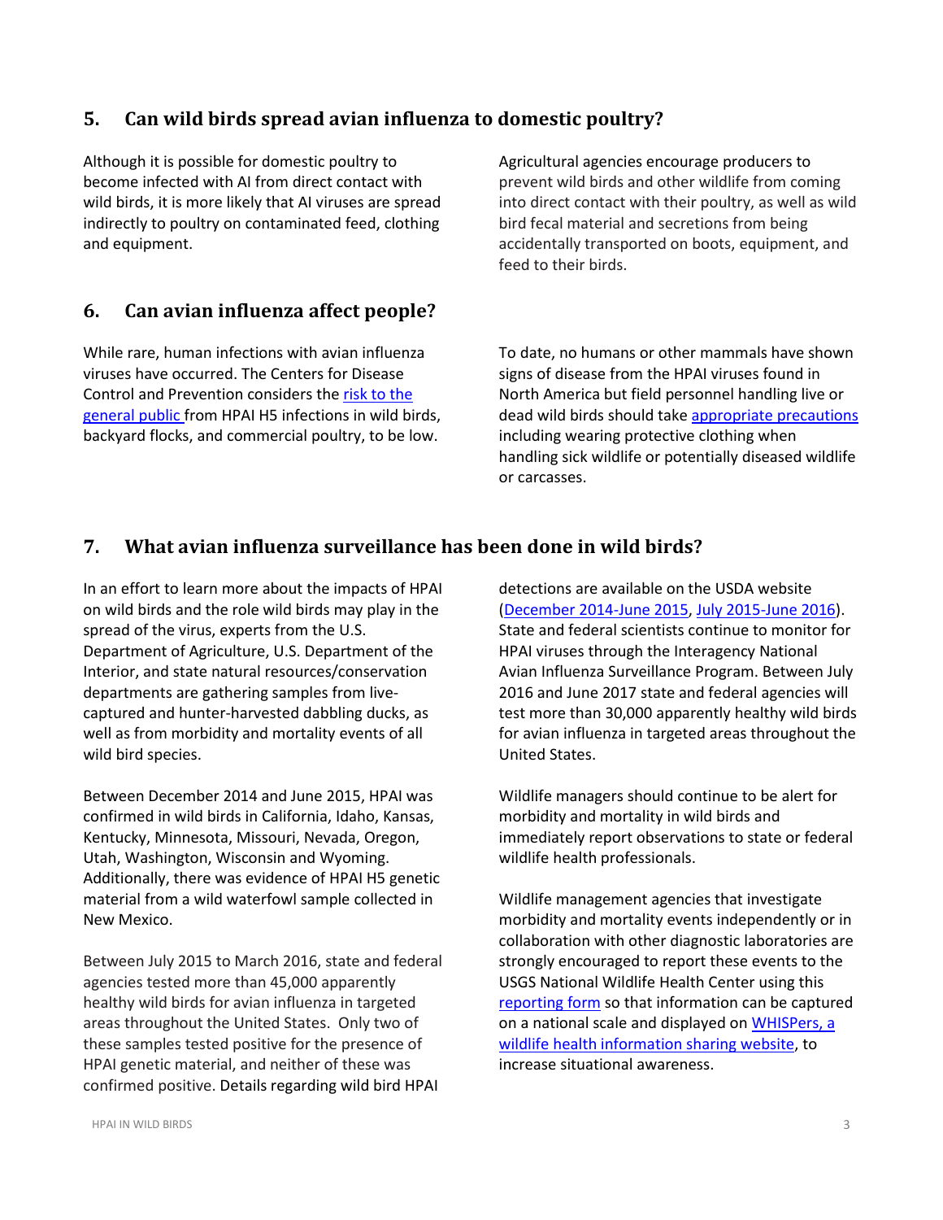## 5. Can wild birds spread avian influenza to domestic poultry?

Although it is possible for domestic poultry to become infected with AI from direct contact with wild birds, it is more likely that AI viruses are spread indirectly to poultry on contaminated feed, clothing and equipment.

Agricultural agencies encourage producers to prevent wild birds and other wildlife from coming into direct contact with their poultry, as well as wild bird fecal material and secretions from being accidentally transported on boots, equipment, and feed to their birds.

## 6. Can avian influenza affect people?

While rare, human infections with avian influenza viruses have occurred. The Centers for Disease Control and Prevention considers the risk to the general public from HPAI H5 infections in wild birds, backyard flocks, and commercial poultry, to be low.

To date, no humans or other mammals have shown signs of disease from the HPAI viruses found in North America but field personnel handling live or dead wild birds should take appropriate precautions including wearing protective clothing when handling sick wildlife or potentially diseased wildlife or carcasses.

## 7. What avian influenza surveillance has been done in wild birds?

In an effort to learn more about the impacts of HPAI on wild birds and the role wild birds may play in the spread of the virus, experts from the U.S. Department of Agriculture, U.S. Department of the Interior, and state natural resources/conservation departments are gathering samples from live-captured and hunter-harvested dabbling ducks, as well as from morbidity and mortality events of all wild bird species.

Between December 2014 and June 2015, HPAI was confirmed in wild birds in California, Idaho, Kansas, Kentucky, Minnesota, Missouri, Nevada, Oregon, Utah, Washington, Wisconsin and Wyoming. Additionally, there was evidence of HPAI H5 genetic material from a wild waterfowl sample collected in New Mexico.

Between July 2015 to March 2016, state and federal agencies tested more than 45,000 apparently healthy wild birds for avian influenza in targeted areas throughout the United States. Only two of these samples tested positive for the presence of HPAI genetic material, and neither of these was confirmed positive. Details regarding wild bird HPAI detections are available on the USDA website (December 2014-June 2015, July 2015-June 2016). State and federal scientists continue to monitor for HPAI viruses through the Interagency National Avian Influenza Surveillance Program. Between July 2016 and June 2017 state and federal agencies will test more than 30,000 apparently healthy wild birds for avian influenza in targeted areas throughout the United States.

Wildlife managers should continue to be alert for morbidity and mortality in wild birds and immediately report observations to state or federal wildlife health professionals.

Wildlife management agencies that investigate morbidity and mortality events independently or in collaboration with other diagnostic laboratories are strongly encouraged to report these events to the USGS National Wildlife Health Center using this reporting form so that information can be captured on a national scale and displayed on WHISPers, a wildlife health information sharing website, to increase situational awareness.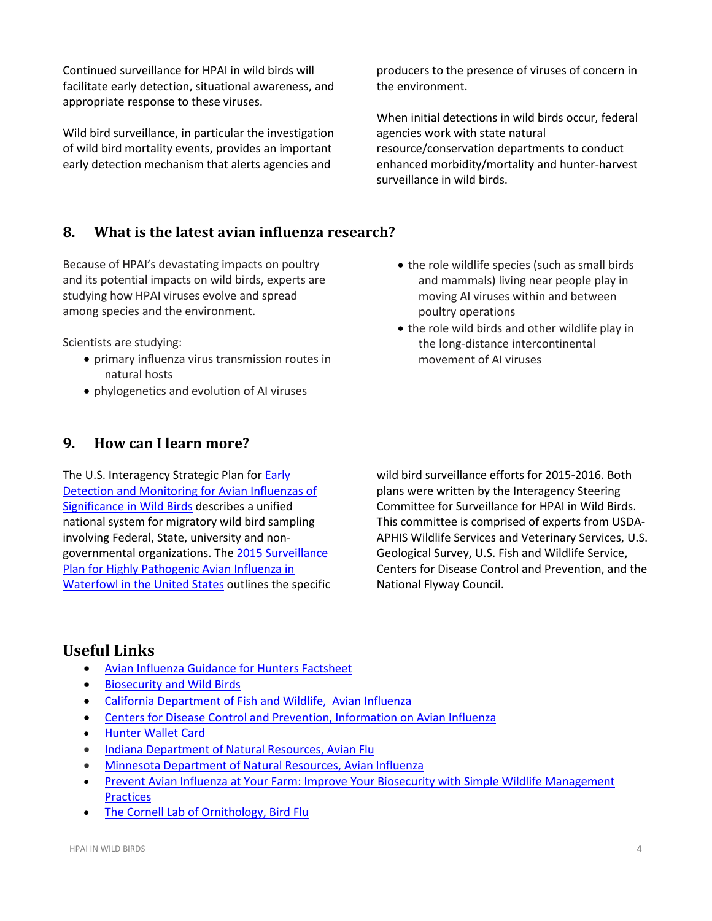Continued surveillance for HPAI in wild birds will facilitate early detection, situational awareness, and appropriate response to these viruses.

Wild bird surveillance, in particular the investigation of wild bird mortality events, provides an important early detection mechanism that alerts agencies and producers to the presence of viruses of concern in the environment.

When initial detections in wild birds occur, federal agencies work with state natural resource/conservation departments to conduct enhanced morbidity/mortality and hunter-harvest surveillance in wild birds.

## 8. What is the latest avian influenza research?

Because of HPAI's devastating impacts on poultry and its potential impacts on wild birds, experts are studying how HPAI viruses evolve and spread among species and the environment.

Scientists are studying:

- primary influenza virus transmission routes in natural hosts
- phylogenetics and evolution of AI viruses
- the role wildlife species (such as small birds and mammals) living near people play in moving AI viruses within and between poultry operations
- the role wild birds and other wildlife play in the long-distance intercontinental movement of AI viruses

## 9. How can I learn more?

The U.S. Interagency Strategic Plan for Early Detection and Monitoring for Avian Influenzas of Significance in Wild Birds describes a unified national system for migratory wild bird sampling involving Federal, State, university and non-governmental organizations. The 2015 Surveillance Plan for Highly Pathogenic Avian Influenza in Waterfowl in the United States outlines the specific wild bird surveillance efforts for 2015-2016. Both plans were written by the Interagency Steering Committee for Surveillance for HPAI in Wild Birds. This committee is comprised of experts from USDA-APHIS Wildlife Services and Veterinary Services, U.S. Geological Survey, U.S. Fish and Wildlife Service, Centers for Disease Control and Prevention, and the National Flyway Council.

## Useful Links

- Avian Influenza Guidance for Hunters Factsheet
- Biosecurity and Wild Birds
- California Department of Fish and Wildlife, Avian Influenza
- Centers for Disease Control and Prevention, Information on Avian Influenza
- Hunter Wallet Card
- Indiana Department of Natural Resources, Avian Flu
- Minnesota Department of Natural Resources, Avian Influenza
- Prevent Avian Influenza at Your Farm: Improve Your Biosecurity with Simple Wildlife Management Practices
- The Cornell Lab of Ornithology, Bird Flu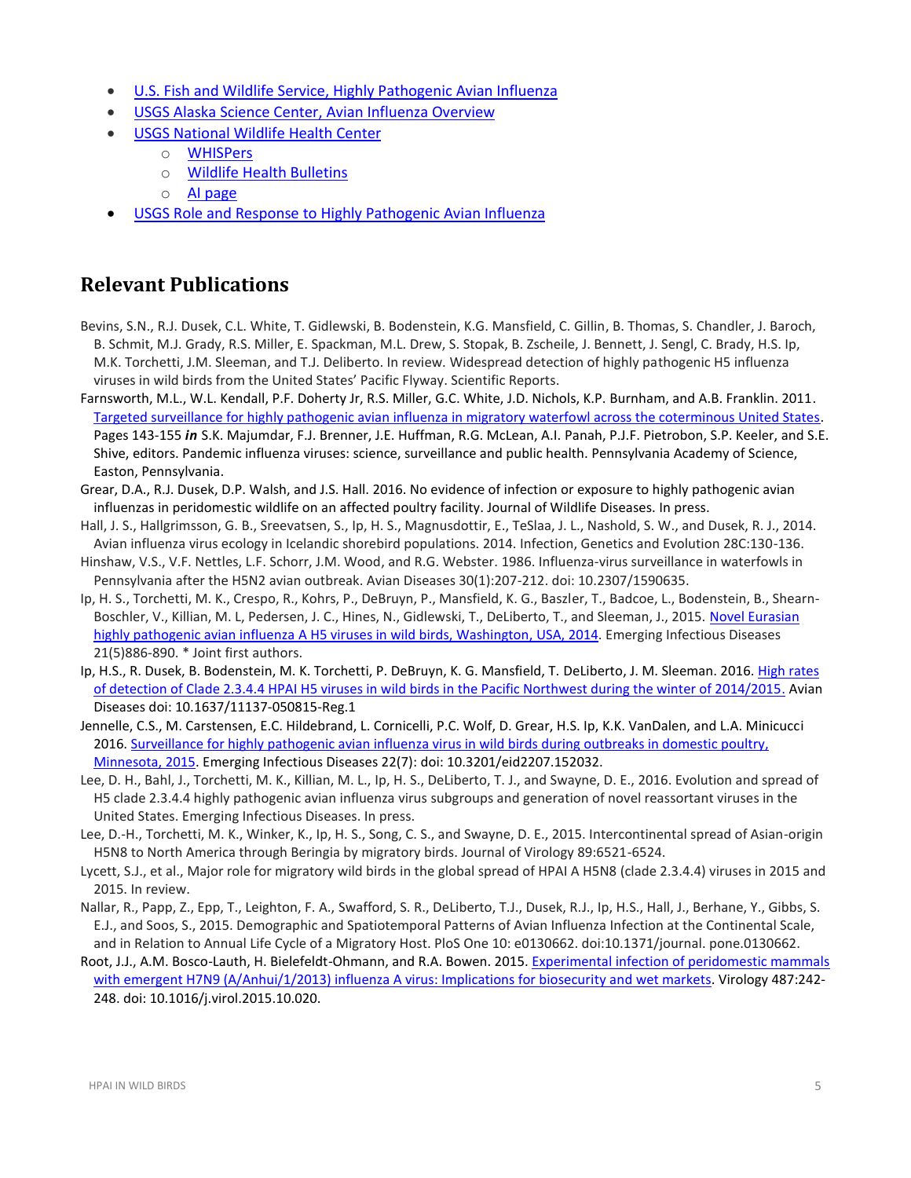- [U.S. Fish and Wildlife Service, Highly Pathogenic Avian Influenza]()
- [USGS Alaska Science Center, Avian Influenza Overview]()
- [USGS National Wildlife Health Center]()
  - [WHISPers]()
  - [Wildlife Health Bulletins]()
  - [AI page]()
- [USGS Role and Response to Highly Pathogenic Avian Influenza]()

## Relevant Publications

Bevins, S.N., R.J. Dusek, C.L. White, T. Gidlewski, B. Bodenstein, K.G. Mansfield, C. Gillin, B. Thomas, S. Chandler, J. Baroch, B. Schmit, M.J. Grady, R.S. Miller, E. Spackman, M.L. Drew, S. Stopak, B. Zscheile, J. Bennett, J. Sengl, C. Brady, H.S. Ip, M.K. Torchetti, J.M. Sleeman, and T.J. Deliberto. In review. Widespread detection of highly pathogenic H5 influenza viruses in wild birds from the United States' Pacific Flyway. Scientific Reports.

Farnsworth, M.L., W.L. Kendall, P.F. Doherty Jr, R.S. Miller, G.C. White, J.D. Nichols, K.P. Burnham, and A.B. Franklin. 2011. [Targeted surveillance for highly pathogenic avian influenza in migratory waterfowl across the coterminous United States](). Pages 143-155 ***in*** S.K. Majumdar, F.J. Brenner, J.E. Huffman, R.G. McLean, A.I. Panah, P.J.F. Pietrobon, S.P. Keeler, and S.E. Shive, editors. Pandemic influenza viruses: science, surveillance and public health. Pennsylvania Academy of Science, Easton, Pennsylvania.

Grear, D.A., R.J. Dusek, D.P. Walsh, and J.S. Hall. 2016. No evidence of infection or exposure to highly pathogenic avian influenzas in peridomestic wildlife on an affected poultry facility. Journal of Wildlife Diseases. In press.

Hall, J. S., Hallgrimsson, G. B., Sreevatsen, S., Ip, H. S., Magnusdottir, E., TeSlaa, J. L., Nashold, S. W., and Dusek, R. J., 2014. Avian influenza virus ecology in Icelandic shorebird populations. 2014. Infection, Genetics and Evolution 28C:130-136.

Hinshaw, V.S., V.F. Nettles, L.F. Schorr, J.M. Wood, and R.G. Webster. 1986. Influenza-virus surveillance in waterfowls in Pennsylvania after the H5N2 avian outbreak. Avian Diseases 30(1):207-212. doi: 10.2307/1590635.

Ip, H. S., Torchetti, M. K., Crespo, R., Kohrs, P., DeBruyn, P., Mansfield, K. G., Baszler, T., Badcoe, L., Bodenstein, B., Shearn-Boschler, V., Killian, M. L, Pedersen, J. C., Hines, N., Gidlewski, T., DeLiberto, T., and Sleeman, J., 2015. [Novel Eurasian highly pathogenic avian influenza A H5 viruses in wild birds, Washington, USA, 2014](). Emerging Infectious Diseases 21(5)886-890. * Joint first authors.

Ip, H.S., R. Dusek, B. Bodenstein, M. K. Torchetti, P. DeBruyn, K. G. Mansfield, T. DeLiberto, J. M. Sleeman. 2016. [High rates of detection of Clade 2.3.4.4 HPAI H5 viruses in wild birds in the Pacific Northwest during the winter of 2014/2015.]() Avian Diseases doi: 10.1637/11137-050815-Reg.1

Jennelle, C.S., M. Carstensen, E.C. Hildebrand, L. Cornicelli, P.C. Wolf, D. Grear, H.S. Ip, K.K. VanDalen, and L.A. Minicucci 2016. [Surveillance for highly pathogenic avian influenza virus in wild birds during outbreaks in domestic poultry, Minnesota, 2015](). Emerging Infectious Diseases 22(7): doi: 10.3201/eid2207.152032.

Lee, D. H., Bahl, J., Torchetti, M. K., Killian, M. L., Ip, H. S., DeLiberto, T. J., and Swayne, D. E., 2016. Evolution and spread of H5 clade 2.3.4.4 highly pathogenic avian influenza virus subgroups and generation of novel reassortant viruses in the United States. Emerging Infectious Diseases. In press.

Lee, D.-H., Torchetti, M. K., Winker, K., Ip, H. S., Song, C. S., and Swayne, D. E., 2015. Intercontinental spread of Asian-origin H5N8 to North America through Beringia by migratory birds. Journal of Virology 89:6521-6524.

Lycett, S.J., et al., Major role for migratory wild birds in the global spread of HPAI A H5N8 (clade 2.3.4.4) viruses in 2015 and 2015. In review.

Nallar, R., Papp, Z., Epp, T., Leighton, F. A., Swafford, S. R., DeLiberto, T.J., Dusek, R.J., Ip, H.S., Hall, J., Berhane, Y., Gibbs, S. E.J., and Soos, S., 2015. Demographic and Spatiotemporal Patterns of Avian Influenza Infection at the Continental Scale, and in Relation to Annual Life Cycle of a Migratory Host. PloS One 10: e0130662. doi:10.1371/journal. pone.0130662.

Root, J.J., A.M. Bosco-Lauth, H. Bielefeldt-Ohmann, and R.A. Bowen. 2015. [Experimental infection of peridomestic mammals with emergent H7N9 (A/Anhui/1/2013) influenza A virus: Implications for biosecurity and wet markets](). Virology 487:242-248. doi: 10.1016/j.virol.2015.10.020.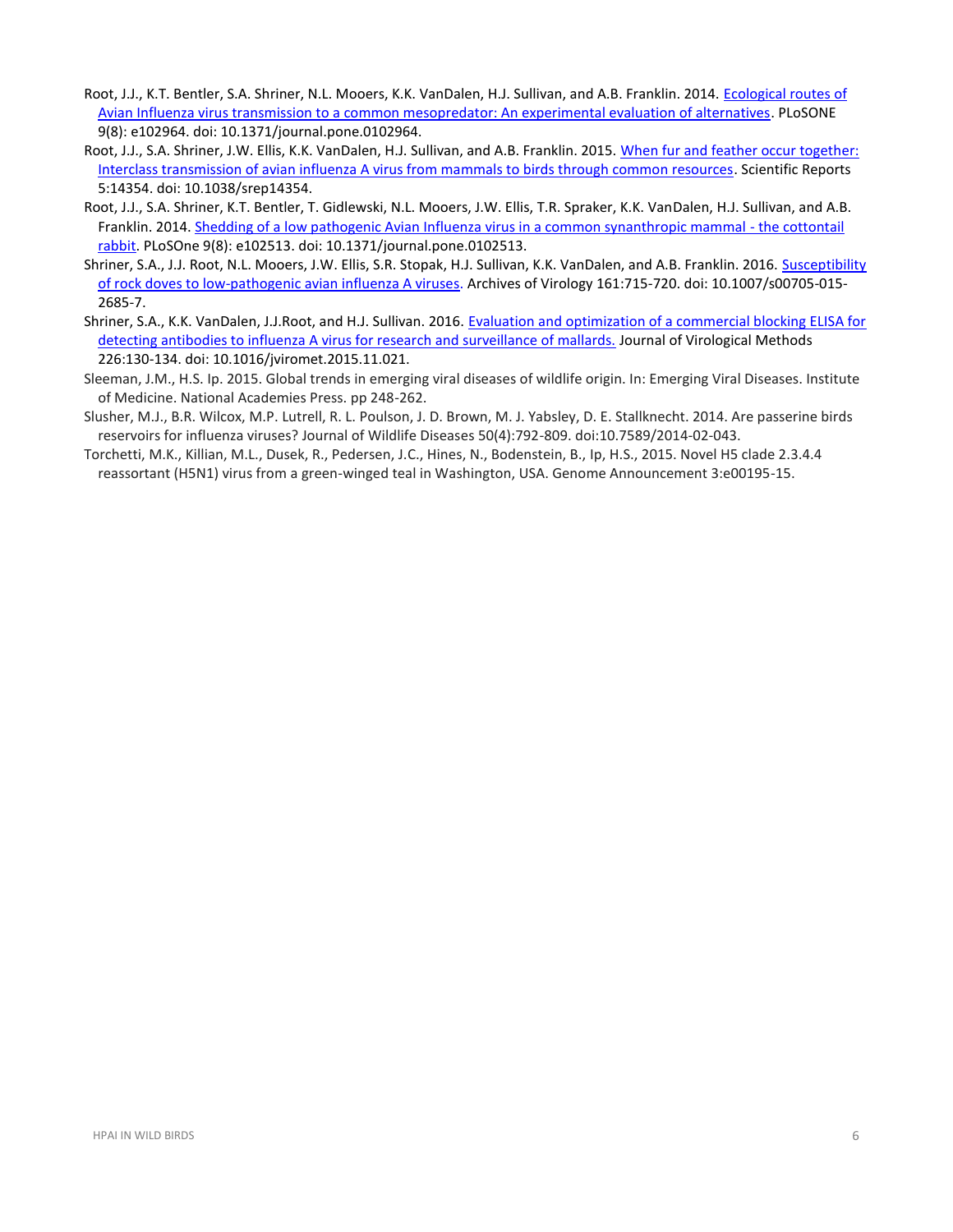Root, J.J., K.T. Bentler, S.A. Shriner, N.L. Mooers, K.K. VanDalen, H.J. Sullivan, and A.B. Franklin. 2014. Ecological routes of Avian Influenza virus transmission to a common mesopredator: An experimental evaluation of alternatives. PLoSONE 9(8): e102964. doi: 10.1371/journal.pone.0102964.

Root, J.J., S.A. Shriner, J.W. Ellis, K.K. VanDalen, H.J. Sullivan, and A.B. Franklin. 2015. When fur and feather occur together: Interclass transmission of avian influenza A virus from mammals to birds through common resources. Scientific Reports 5:14354. doi: 10.1038/srep14354.

Root, J.J., S.A. Shriner, K.T. Bentler, T. Gidlewski, N.L. Mooers, J.W. Ellis, T.R. Spraker, K.K. VanDalen, H.J. Sullivan, and A.B. Franklin. 2014. Shedding of a low pathogenic Avian Influenza virus in a common synanthropic mammal - the cottontail rabbit. PLoSOne 9(8): e102513. doi: 10.1371/journal.pone.0102513.

Shriner, S.A., J.J. Root, N.L. Mooers, J.W. Ellis, S.R. Stopak, H.J. Sullivan, K.K. VanDalen, and A.B. Franklin. 2016. Susceptibility of rock doves to low-pathogenic avian influenza A viruses. Archives of Virology 161:715-720. doi: 10.1007/s00705-015-2685-7.

Shriner, S.A., K.K. VanDalen, J.J.Root, and H.J. Sullivan. 2016. Evaluation and optimization of a commercial blocking ELISA for detecting antibodies to influenza A virus for research and surveillance of mallards. Journal of Virological Methods 226:130-134. doi: 10.1016/jviromet.2015.11.021.

Sleeman, J.M., H.S. Ip. 2015. Global trends in emerging viral diseases of wildlife origin. In: Emerging Viral Diseases. Institute of Medicine. National Academies Press. pp 248-262.

Slusher, M.J., B.R. Wilcox, M.P. Lutrell, R. L. Poulson, J. D. Brown, M. J. Yabsley, D. E. Stallknecht. 2014. Are passerine birds reservoirs for influenza viruses? Journal of Wildlife Diseases 50(4):792-809. doi:10.7589/2014-02-043.

Torchetti, M.K., Killian, M.L., Dusek, R., Pedersen, J.C., Hines, N., Bodenstein, B., Ip, H.S., 2015. Novel H5 clade 2.3.4.4 reassortant (H5N1) virus from a green-winged teal in Washington, USA. Genome Announcement 3:e00195-15.